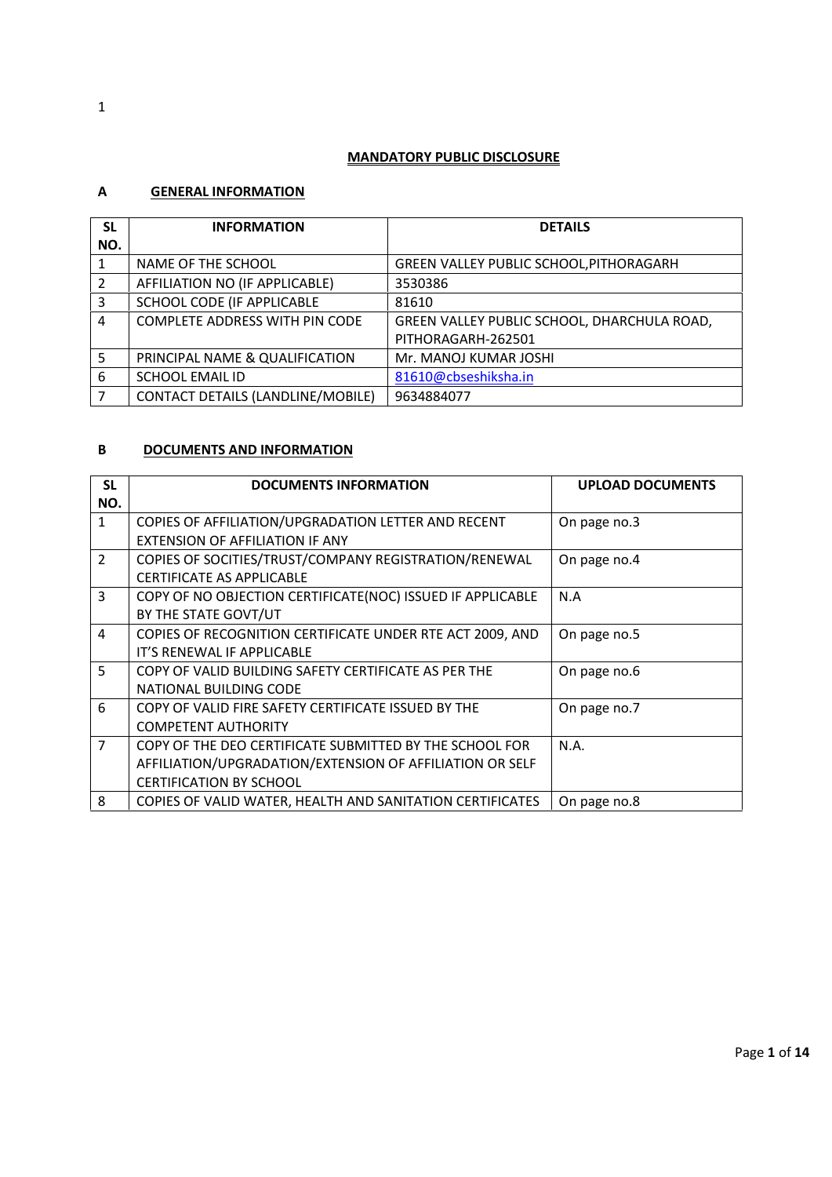# MANDATORY PUBLIC DISCLOSURE

## A GENERAL INFORMATION

| SL NO. | INFORMATION | DETAILS |
|---|---|---|
| 1 | NAME OF THE SCHOOL | GREEN VALLEY PUBLIC SCHOOL,PITHORAGARH |
| 2 | AFFILIATION NO (IF APPLICABLE) | 3530386 |
| 3 | SCHOOL CODE (IF APPLICABLE | 81610 |
| 4 | COMPLETE ADDRESS WITH PIN CODE | GREEN VALLEY PUBLIC SCHOOL, DHARCHULA ROAD, PITHORAGARH-262501 |
| 5 | PRINCIPAL NAME & QUALIFICATION | Mr. MANOJ KUMAR JOSHI |
| 6 | SCHOOL EMAIL ID | 81610@cbseshiksha.in |
| 7 | CONTACT DETAILS (LANDLINE/MOBILE) | 9634884077 |

## B DOCUMENTS AND INFORMATION

| SL NO. | DOCUMENTS INFORMATION | UPLOAD DOCUMENTS |
|---|---|---|
| 1 | COPIES OF AFFILIATION/UPGRADATION LETTER AND RECENT EXTENSION OF AFFILIATION IF ANY | On page no.3 |
| 2 | COPIES OF SOCITIES/TRUST/COMPANY REGISTRATION/RENEWAL CERTIFICATE AS APPLICABLE | On page no.4 |
| 3 | COPY OF NO OBJECTION CERTIFICATE(NOC) ISSUED IF APPLICABLE BY THE STATE GOVT/UT | N.A |
| 4 | COPIES OF RECOGNITION CERTIFICATE UNDER RTE ACT 2009, AND IT'S RENEWAL IF APPLICABLE | On page no.5 |
| 5 | COPY OF VALID BUILDING SAFETY CERTIFICATE AS PER THE NATIONAL BUILDING CODE | On page no.6 |
| 6 | COPY OF VALID FIRE SAFETY CERTIFICATE ISSUED BY THE COMPETENT AUTHORITY | On page no.7 |
| 7 | COPY OF THE DEO CERTIFICATE SUBMITTED BY THE SCHOOL FOR AFFILIATION/UPGRADATION/EXTENSION OF AFFILIATION OR SELF CERTIFICATION BY SCHOOL | N.A. |
| 8 | COPIES OF VALID WATER, HEALTH AND SANITATION CERTIFICATES | On page no.8 |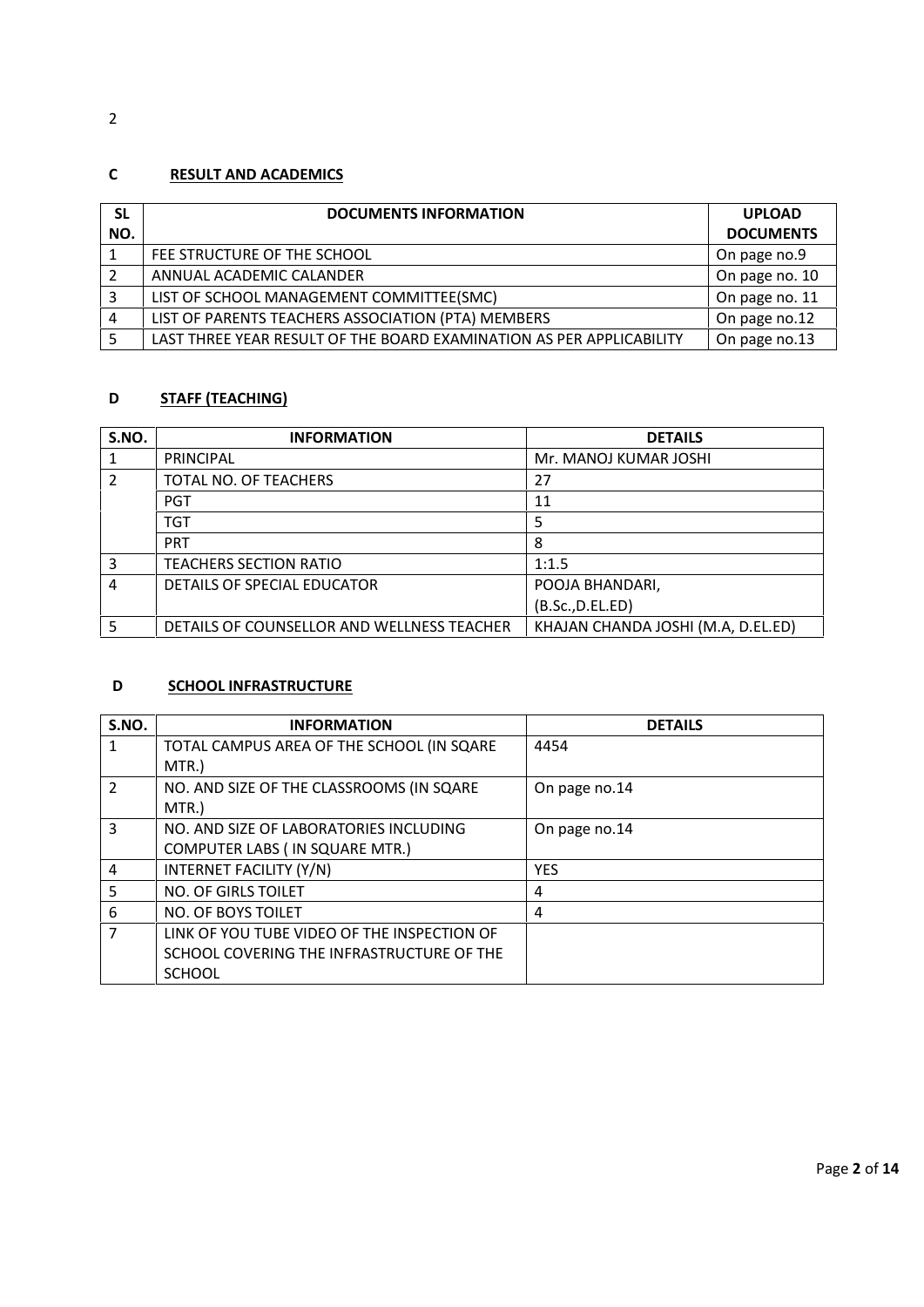## C RESULT AND ACADEMICS

| SL NO. | DOCUMENTS INFORMATION | UPLOAD DOCUMENTS |
|---|---|---|
| 1 | FEE STRUCTURE OF THE SCHOOL | On page no.9 |
| 2 | ANNUAL ACADEMIC CALANDER | On page no. 10 |
| 3 | LIST OF SCHOOL MANAGEMENT COMMITTEE(SMC) | On page no. 11 |
| 4 | LIST OF PARENTS TEACHERS ASSOCIATION (PTA) MEMBERS | On page no.12 |
| 5 | LAST THREE YEAR RESULT OF THE BOARD EXAMINATION AS PER APPLICABILITY | On page no.13 |

## D STAFF (TEACHING)

| S.NO. | INFORMATION | DETAILS |
|---|---|---|
| 1 | PRINCIPAL | Mr. MANOJ KUMAR JOSHI |
| 2 | TOTAL NO. OF TEACHERS | 27 |
| | PGT | 11 |
| | TGT | 5 |
| | PRT | 8 |
| 3 | TEACHERS SECTION RATIO | 1:1.5 |
| 4 | DETAILS OF SPECIAL EDUCATOR | POOJA BHANDARI, (B.Sc.,D.EL.ED) |
| 5 | DETAILS OF COUNSELLOR AND WELLNESS TEACHER | KHAJAN CHANDA JOSHI (M.A, D.EL.ED) |

## D SCHOOL INFRASTRUCTURE

| S.NO. | INFORMATION | DETAILS |
|---|---|---|
| 1 | TOTAL CAMPUS AREA OF THE SCHOOL (IN SQARE MTR.) | 4454 |
| 2 | NO. AND SIZE OF THE CLASSROOMS (IN SQARE MTR.) | On page no.14 |
| 3 | NO. AND SIZE OF LABORATORIES INCLUDING COMPUTER LABS ( IN SQUARE MTR.) | On page no.14 |
| 4 | INTERNET FACILITY (Y/N) | YES |
| 5 | NO. OF GIRLS TOILET | 4 |
| 6 | NO. OF BOYS TOILET | 4 |
| 7 | LINK OF YOU TUBE VIDEO OF THE INSPECTION OF SCHOOL COVERING THE INFRASTRUCTURE OF THE SCHOOL | |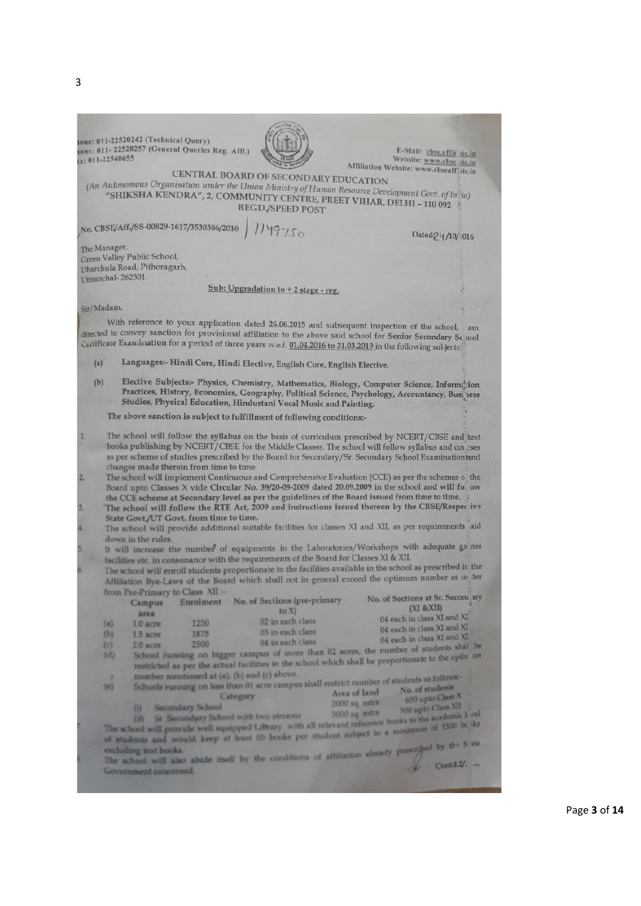Phone: 011-22520242 (Technical Query)
Phone: 011- 22528257 (General Queries Reg. Affl.)
Fax: 011-22540655

E-Mail: cbse.aff@nic.in
Website: www.cbse.nic.in
Affiliation Website: www.cbseaff.nic.in

# CENTRAL BOARD OF SECONDARY EDUCATION

(An Autonomous Organisation under the Union Ministry of Human Resource Development Govt. of India)
"SHIKSHA KENDRA", 2, COMMUNITY CENTRE, PREET VIHAR, DELHI – 110 092

REGD./SPEED POST

No. CBSE/Aff./SS-00829-1617/3530386/2016 | 1149750

Dated 24/10/2016

The Manager,
Green Valley Public School,
Dharchula Road, Pithoragarh,
Uttranchal- 262501.

**Sub: Upgradation to + 2 stage - reg.**

Sir/Madam,

With reference to your application dated 26.06.2015 and subsequent inspection of the school, I am directed to convey sanction for provisional affiliation to the above said school for Senior Secondary School Certificate Examination for a period of three years w.e.f. 01.04.2016 to 31.03.2019 in the following subjects:

(a) Languages:- Hindi Core, Hindi Elective, English Core, English Elective.

(b) Elective Subjects:- Physics, Chemistry, Mathematics, Biology, Computer Science, Information Practices, History, Economics, Geography, Political Science, Psychology, Accountancy, Business Studies, Physical Education, Hindustani Vocal Music and Painting.

The above sanction is subject to fulfillment of following conditions:-

1. The school will follow the syllabus on the basis of curriculum prescribed by NCERT/CBSE and text books publishing by NCERT/CBSE for the Middle Classes. The school will follow syllabus and courses as per scheme of studies prescribed by the Board for Secondary/Sr. Secondary School Examination and changes made therein from time to time.
2. The school will implement Continuous and Comprehensive Evaluation (CCE) as per the schemes of the Board upto Classes X vide Circular No. 39/20-09-2009 dated 20.09.2009 in the school and will follow the CCE scheme at Secondary level as per the guidelines of the Board issued from time to time.
3. The school will follow the RTE Act, 2009 and instructions issued thereon by the CBSE/Respective State Govt./UT Govt. from time to time.
4. The school will provide additional suitable facilities for classes XI and XII, as per requirements laid down in the rules.
5. It will increase the number of equipments in the Laboratories/Workshops with adequate games facilities etc. in consonance with the requirements of the Board for Classes XI & XII.
6. The school will enroll students proportionate to the facilities available in the school as prescribed in the Affiliation Bye-Laws of the Board which shall not in general exceed the optimum number as under from Pre-Primary to Class XII :-

| | Campus area | Enrolment | No. of Sections (pre-primary to X) | No. of Sections at Sr. Secondary (XI &XII) |
|---|---|---|---|---|
| (a) | 1.0 acre | 1250 | 02 in each class | 04 each in class XI and XII |
| (b) | 1.5 acre | 1875 | 03 in each class | 04 each in class XI and XII |
| (c) | 2.0 acre | 2500 | 04 in each class | 04 each in class XI and XII |

(d) School running on bigger campus of more than 02 acres, the number of students shall be restricted as per the actual facilities in the school which shall be proportionate to the optimum number mentioned at (a), (b) and (c) above.

(e) Schools running on less than 01 acre campus shall restrict number of students as follows:-

| | Category | Area of land | No. of students |
|---|---|---|---|
| (i) | Secondary School | 2000 sq. mtrs | 600 upto Class X |
| (ii) | Sr. Secondary School with two streams | 3000 sq. mtrs | 900 upto Class XII |

7. The school will provide well equipped Library with all relevant reference books to the academic level of students and would keep at least 05 books per student subject to a minimum of 1500 books excluding text books.
8. The school will also abide itself by the conditions of affiliation already prescribed by the State Government concerned.

Contd.2/. ...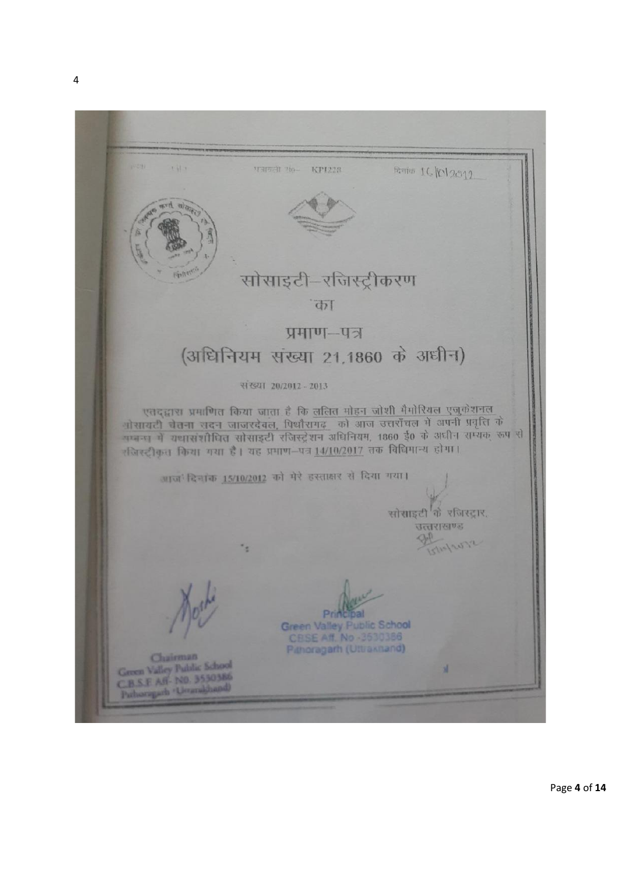पत्रावली सं०- KP1228 दिनांक 16/10/2012

# सोसाइटी–रजिस्ट्रीकरण

का

# प्रमाण–पत्र

## (अधिनियम संख्या 21,1860 के अधीन)

संख्या 20/2012 - 2013

एतद्द्वारा प्रमाणित किया जाता है कि ललित मोहन जोशी मैमोरियल एजुकेशनल सोसायटी चेतना सदन जाजरदेवल, पिथौरागढ़ को आज उत्तरांचल में अपनी प्रवृति के सम्बन्ध में यथासंशोधित सोसाइटी रजिस्ट्रेशन अधिनियम, 1860 ई0 के अधीन सम्यक् रूप से रजिस्ट्रीकृत किया गया है। यह प्रमाण–पत्र 14/10/2017 तक विधिमान्य होगा।

आज दिनांक 15/10/2012 को मेरे हस्ताक्षर से दिया गया।

सोसाइटी के रजिस्ट्रार,
उत्तराखण्ड

Chairman
Green Valley Public School
C.B.S.E Aff- NO. 3530386
Pithoragarh (Uttarakhand)

Principal
Green Valley Public School
CBSE Aff. No -3530386
Pithoragarh (Uttarakhand)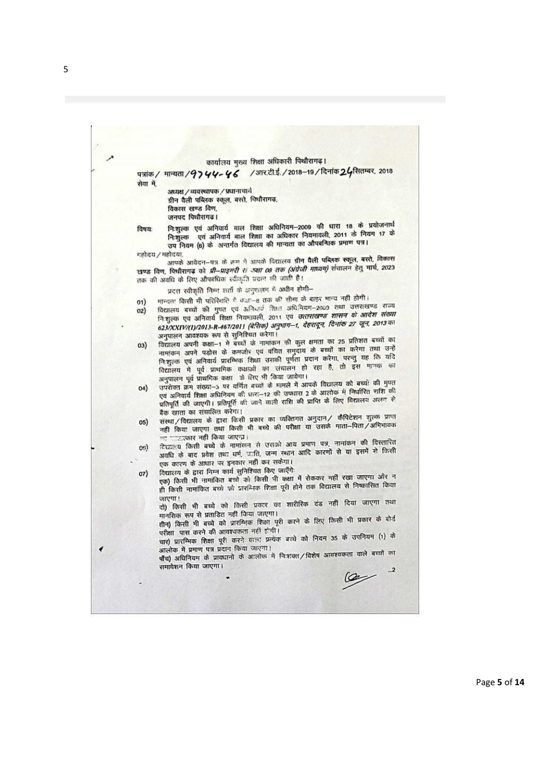कार्यालय मुख्य शिक्षा अधिकारी पिथौरागढ़।

पत्रांक / मान्यता / 9744-46 / आर.टी.ई. / 2018–19 / दिनांक 24 सितम्बर, 2018

सेवा में,

अध्यक्ष / व्यवस्थापक / प्रधानाचार्य
ग्रीन वैली पब्लिक स्कूल, बस्ते, पिथौरागढ़,
विकास खण्ड विण,
जनपद पिथौरागढ़।

विषयः निःशुल्क एवं अनिवार्य बाल शिक्षा अधिनियम–2009 की धारा 18 के प्रयोजनार्थ निःशुल्क एवं अनिवार्य बाल शिक्षा का अधिकार नियमावली, 2011 के नियम 17 के उप नियम (6) के अन्तर्गत विद्यालय की मान्यता का औपबन्धिक प्रमाण पत्र।

महोदय / महोदया,

आपके आवेदन–पत्र के क्रम में आपके विद्यालय **ग्रीन वैली पब्लिक स्कूल, बस्ते, विकास खण्ड विण, पिथौरागढ़** को *प्री–प्राइमरी से कक्षा 08 तक (अंग्रेजी माध्यम)* संचालन हेतु मार्च, 2023 तक की अवधि के लिए औपबन्धिक स्वीकृति प्रदान की जाती है।

प्रदत्त स्वीकृति निम्न शर्तों के अनुपालन के अधीन होगी–

01) मान्यता किसी भी परिस्थिति में कक्षा–8 तक की सीमा के बाहर मान्य नहीं होगी।

02) विद्यालय बच्चों की मुफ्त एवं अनिवार्य शिक्षा अधिनियम–2009 तथा उत्तराखण्ड राज्य निःशुल्क एवं अनिवार्य शिक्षा नियमावली, 2011 एवं *उत्तराखण्ड शासन के आदेश संख्या 623/XXIV(1)/2013-R-467/2011 (बेसिक) अनुभाग–1, देहरादून, दिनांक 27 जून, 2013* का अनुपालन आवश्यक रूप से सुनिश्चित करेगा।

03) विद्यालय अपनी कक्षा–1 में बच्चों के नामांकन की कुल क्षमता का 25 प्रतिशत बच्चों का नामांकन अपने पड़ोस के कमजोर एवं वंचित समुदाय के बच्चों का करेगा तथा उन्हें निःशुल्क एवं अनिवार्य प्रारम्भिक शिक्षा उसकी पूर्णता प्रदान करेगा, परन्तु यह कि यदि विद्यालय में पूर्व प्राथमिक कक्षाओं का संचालन हो रहा है, तो इस मानक का अनुपालन पूर्व प्राथमिक कक्षा के लिए भी किया जायेगा।

04) उपरोक्त क्रम संख्या–3 पर वर्णित बच्चों के मामले में आपके विद्यालय को बच्चों की मुफ्त एवं अनिवार्य शिक्षा अधिनियम की धारा–12 की उपधारा 2 के आलोक में निर्धारित राशि की प्रतिपूर्ति की जाएगी। प्रतिपूर्ति की जाने वाली राशि की प्राप्ति के लिए विद्यालय अलग से बैंक खाता का संचालित करेगा।

05) संस्था / विद्यालय के द्वारा किसी प्रकार का व्यक्तिगत अनुदान / कैपिटेशन शुल्क प्राप्त नहीं किया जाएगा तथा किसी भी बच्चे की परीक्षा या उसके माता–पिता / अभिभावक का साक्षात्कार नहीं किया जाएगा।

06) विद्यालय किसी बच्चे के नामांकन से उसको आय प्रमाण पत्र, नामांकन की विस्तारित अवधि के बाद प्रवेश तथा धर्म, जाति, जन्म स्थान आदि कारणों से या इसमें से किसी एक कारण के आधार पर इनकार नहीं कर सकेगा।

07) विद्यालय के द्वारा निम्न कार्य सुनिश्चित किए जाएँगे:

एक) किसी भी नामांकित बच्चे को किसी भी कक्षा में रोककर नहीं रखा जाएगा और न ही किसी नामांकित बच्चे को प्रारम्भिक शिक्षा पूरी होने तक विद्यालय से निष्कासित किया जाएगा।

दो) किसी भी बच्चे को किसी प्रकार का शारीरिक दंड नहीं दिया जाएगा तथा मानसिक रूप से प्रताड़ित नहीं किया जाएगा।

तीन) किसी भी बच्चे को प्रारम्भिक शिक्षा पूरी करने के लिए किसी भी प्रकार के बोर्ड परीक्षा पास करने की आवश्यकता नहीं होगी।

चार) प्रारम्भिक शिक्षा पूरी करने वाले प्रत्येक बच्चे को नियम 35 के उपनियम (1) के आलोक में प्रमाण पत्र प्रदान किया जाएगा।

पाँच) अधिनियम के प्रावधानों के आलोक में निःशक्त / विशेष आवश्यकता वाले बच्चों का समावेशन किया जाएगा।

...2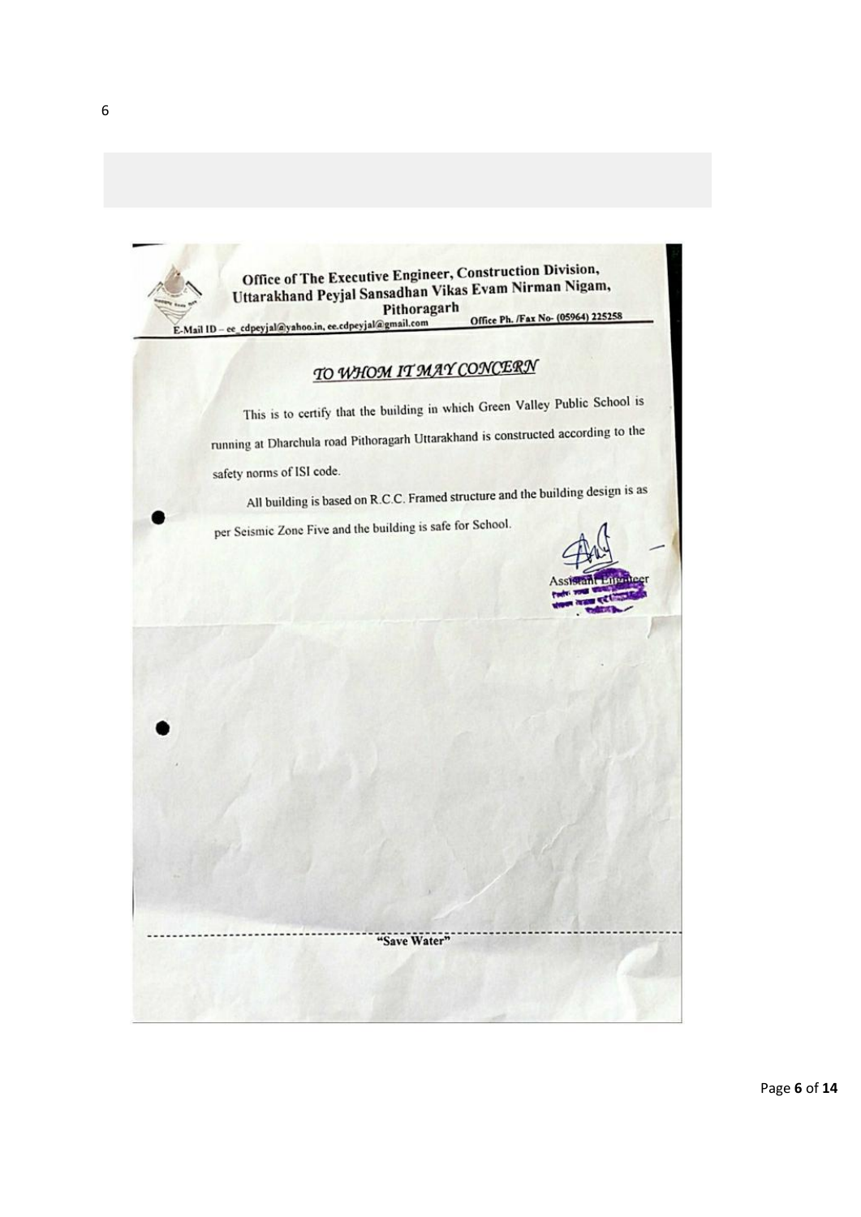Office of The Executive Engineer, Construction Division,
Uttarakhand Peyjal Sansadhan Vikas Evam Nirman Nigam,
Pithoragarh

E-Mail ID – ee_cdpeyjal@yahoo.in, ee.cdpeyjal@gmail.com Office Ph. /Fax No- (05964) 225258

## *TO WHOM IT MAY CONCERN*

This is to certify that the building in which Green Valley Public School is running at Dharchula road Pithoragarh Uttarakhand is constructed according to the safety norms of ISI code.

All building is based on R.C.C. Framed structure and the building design is as per Seismic Zone Five and the building is safe for School.

Assistant Engineer

"Save Water"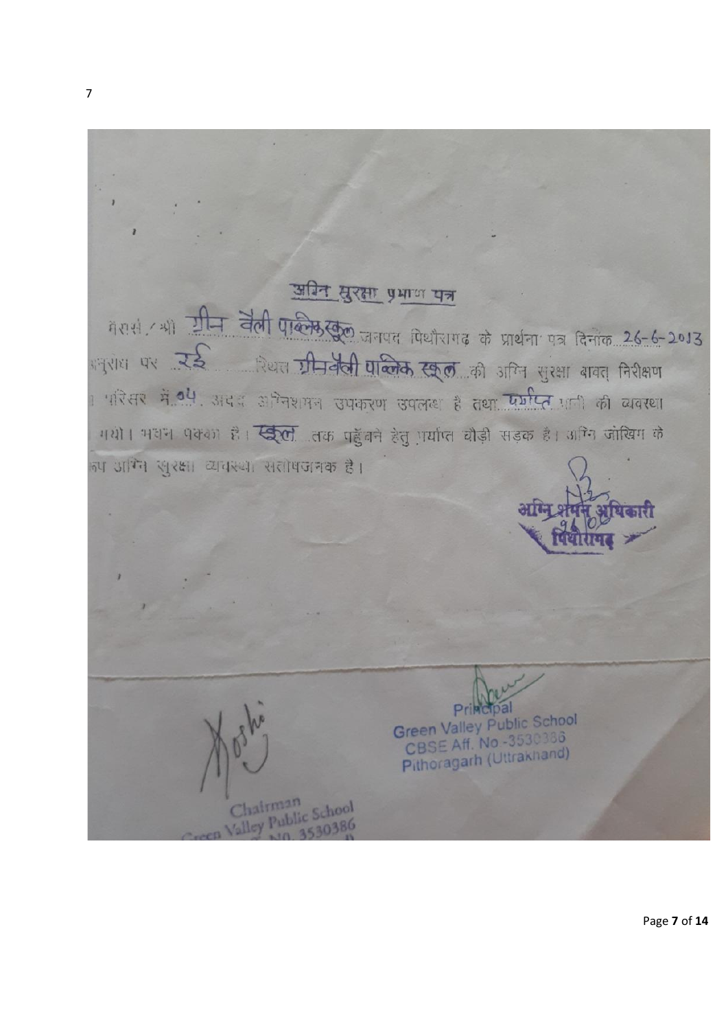## अग्नि सुरक्षा प्रमाण पत्र

मैसर्स / श्री ग्रीन वैली पब्लिक स्कूल जनपद पिथौरागढ़ के प्रार्थना पत्र दिनांक 26-6-2013 अनुरोध पर रई स्थित ग्रीनवैली पब्लिक स्कूल की अग्नि सुरक्षा बावत् निरीक्षण परिसर में 04 अदद अग्निशमन उपकरण उपलब्ध है तथा पर्याप्त पानी की व्यवस्था गयी। भवन पक्का है। स्कूल तक पहुँचने हेतु पर्याप्त चौड़ी सड़क है। अग्नि जोखिम के रूप अग्नि सुरक्षा व्यवस्था संतोषजनक है।

अग्नि शमन अधिकारी
पिथौरागढ़
26/06

Chairman
Green Valley Public School
No. 3530386

Principal
Green Valley Public School
CBSE Aff. No.-3530386
Pithoragarh (Uttrakhand)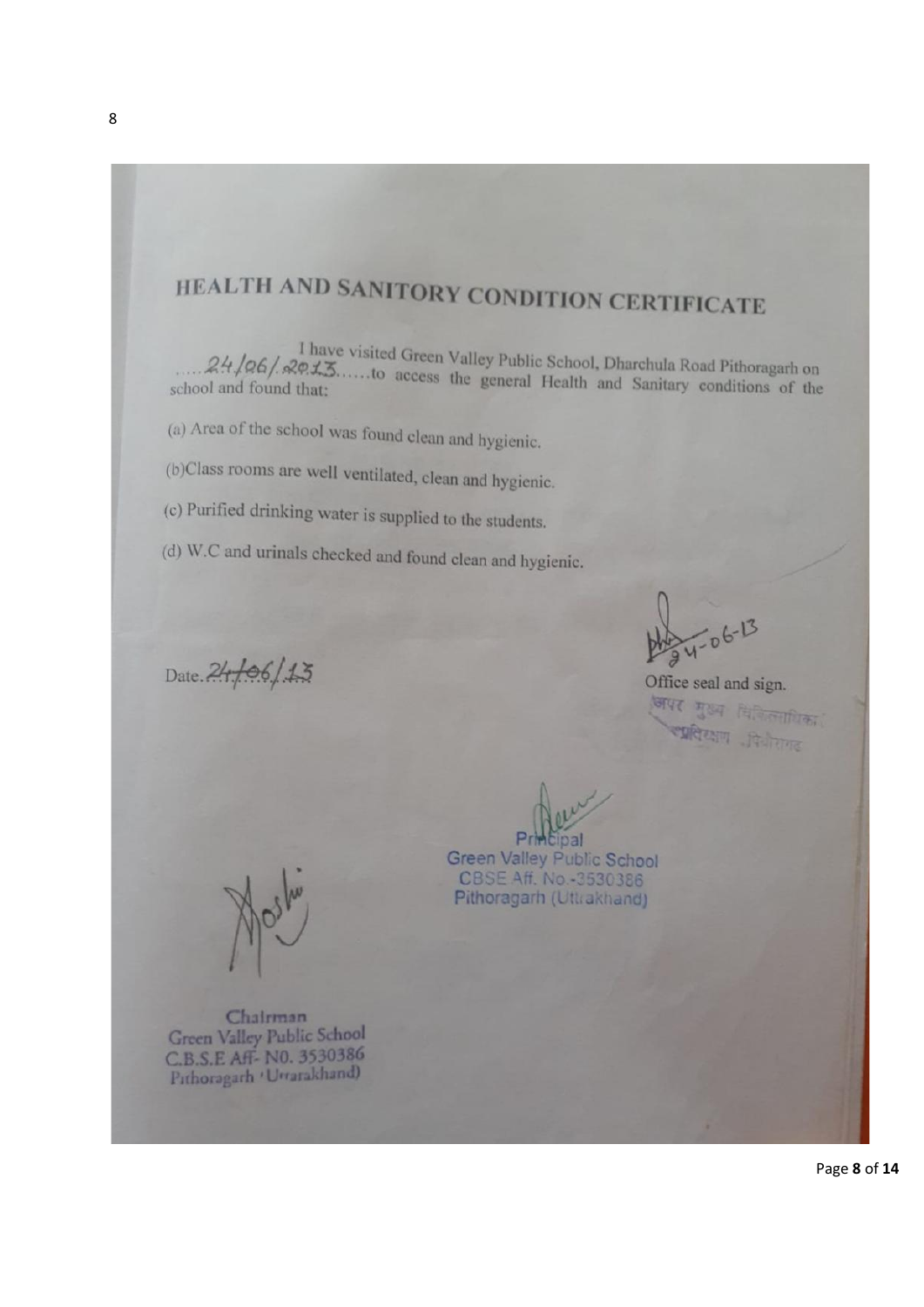# HEALTH AND SANITORY CONDITION CERTIFICATE

I have visited Green Valley Public School, Dharchula Road Pithoragarh on .....24/06/2013......to access the general Health and Sanitary conditions of the school and found that:

(a) Area of the school was found clean and hygienic.

(b)Class rooms are well ventilated, clean and hygienic.

(c) Purified drinking water is supplied to the students.

(d) W.C and urinals checked and found clean and hygienic.

Date. 24/06/13

24-06-13

Office seal and sign.

अपर मुख्य चिकित्साधिकारी
पिथौरागढ

Principal
Green Valley Public School
CBSE Aff. No.-3530386
Pithoragarh (Uttrakhand)

Chairman
Green Valley Public School
C.B.S.E Aff- N0. 3530386
Pithoragarh (Uttarakhand)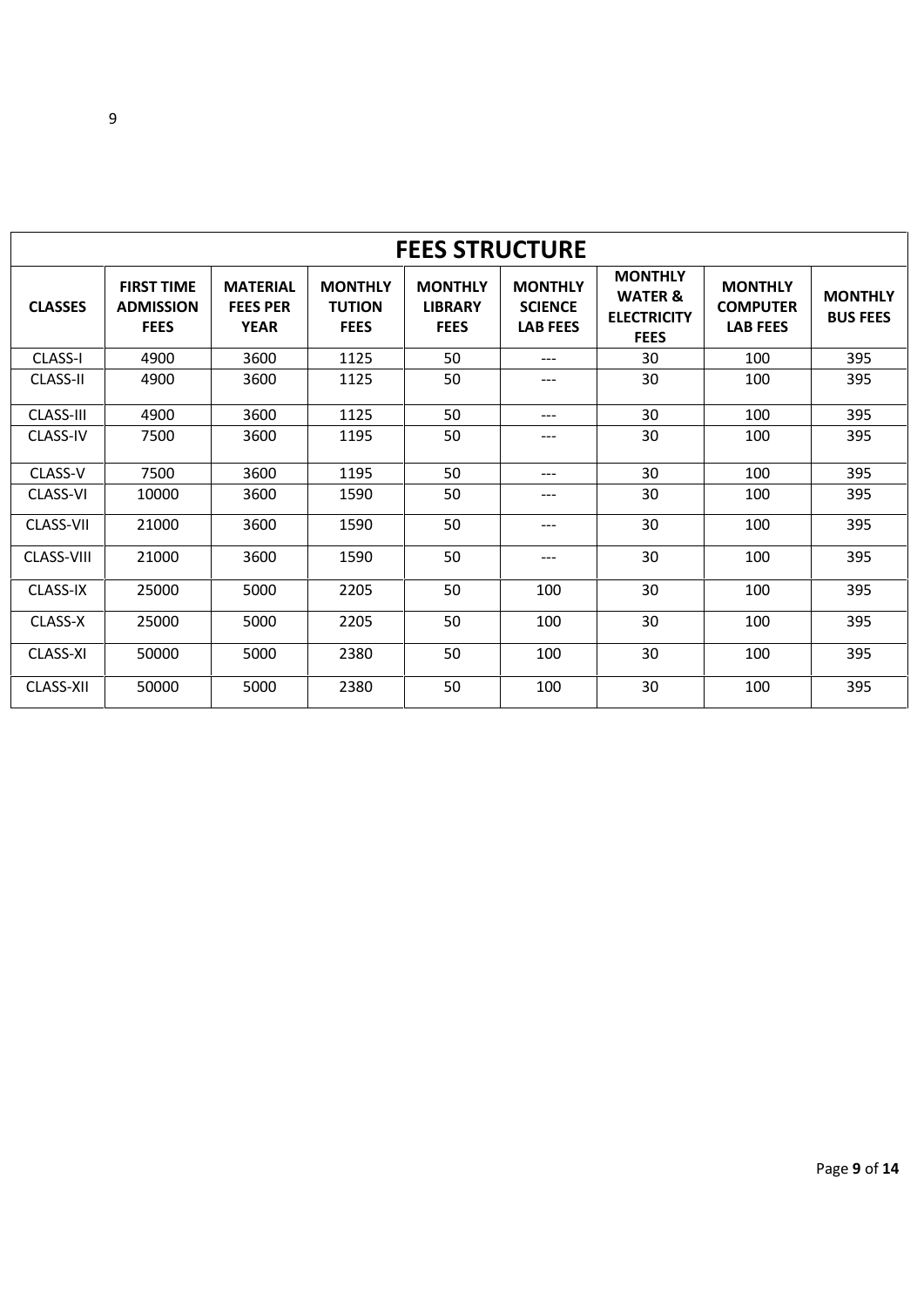# FEES STRUCTURE

| CLASSES | FIRST TIME ADMISSION FEES | MATERIAL FEES PER YEAR | MONTHLY TUTION FEES | MONTHLY LIBRARY FEES | MONTHLY SCIENCE LAB FEES | MONTHLY WATER & ELECTRICITY FEES | MONTHLY COMPUTER LAB FEES | MONTHLY BUS FEES |
|---|---|---|---|---|---|---|---|---|
| CLASS-I | 4900 | 3600 | 1125 | 50 | --- | 30 | 100 | 395 |
| CLASS-II | 4900 | 3600 | 1125 | 50 | --- | 30 | 100 | 395 |
| CLASS-III | 4900 | 3600 | 1125 | 50 | --- | 30 | 100 | 395 |
| CLASS-IV | 7500 | 3600 | 1195 | 50 | --- | 30 | 100 | 395 |
| CLASS-V | 7500 | 3600 | 1195 | 50 | --- | 30 | 100 | 395 |
| CLASS-VI | 10000 | 3600 | 1590 | 50 | --- | 30 | 100 | 395 |
| CLASS-VII | 21000 | 3600 | 1590 | 50 | --- | 30 | 100 | 395 |
| CLASS-VIII | 21000 | 3600 | 1590 | 50 | --- | 30 | 100 | 395 |
| CLASS-IX | 25000 | 5000 | 2205 | 50 | 100 | 30 | 100 | 395 |
| CLASS-X | 25000 | 5000 | 2205 | 50 | 100 | 30 | 100 | 395 |
| CLASS-XI | 50000 | 5000 | 2380 | 50 | 100 | 30 | 100 | 395 |
| CLASS-XII | 50000 | 5000 | 2380 | 50 | 100 | 30 | 100 | 395 |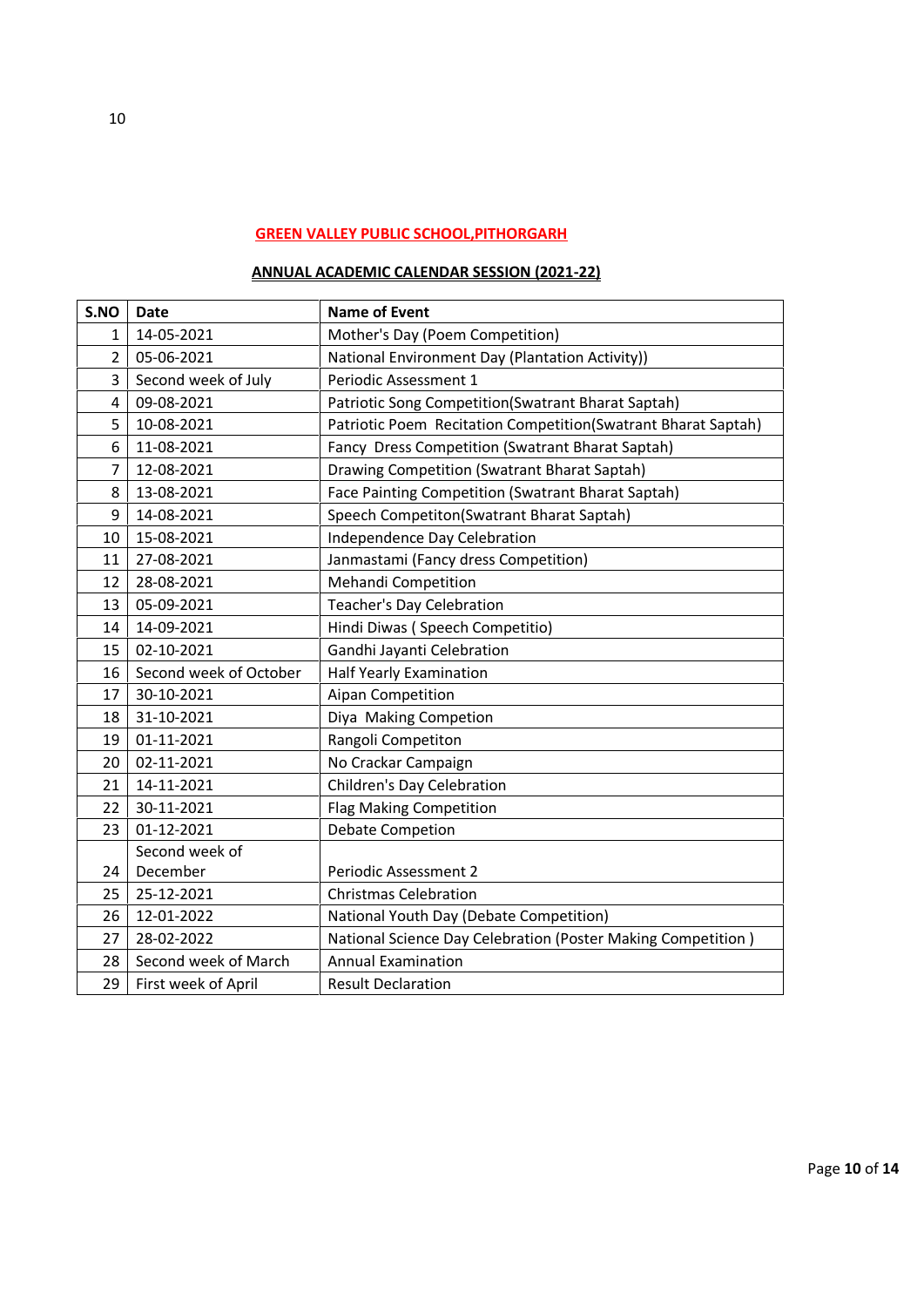## GREEN VALLEY PUBLIC SCHOOL,PITHORGARH

### ANNUAL ACADEMIC CALENDAR SESSION (2021-22)

| S.NO | Date | Name of Event |
|---|---|---|
| 1 | 14-05-2021 | Mother's Day (Poem Competition) |
| 2 | 05-06-2021 | National Environment Day (Plantation Activity)) |
| 3 | Second week of July | Periodic Assessment 1 |
| 4 | 09-08-2021 | Patriotic Song Competition(Swatrant Bharat Saptah) |
| 5 | 10-08-2021 | Patriotic Poem Recitation Competition(Swatrant Bharat Saptah) |
| 6 | 11-08-2021 | Fancy Dress Competition (Swatrant Bharat Saptah) |
| 7 | 12-08-2021 | Drawing Competition (Swatrant Bharat Saptah) |
| 8 | 13-08-2021 | Face Painting Competition (Swatrant Bharat Saptah) |
| 9 | 14-08-2021 | Speech Competiton(Swatrant Bharat Saptah) |
| 10 | 15-08-2021 | Independence Day Celebration |
| 11 | 27-08-2021 | Janmastami (Fancy dress Competition) |
| 12 | 28-08-2021 | Mehandi Competition |
| 13 | 05-09-2021 | Teacher's Day Celebration |
| 14 | 14-09-2021 | Hindi Diwas ( Speech Competitio) |
| 15 | 02-10-2021 | Gandhi Jayanti Celebration |
| 16 | Second week of October | Half Yearly Examination |
| 17 | 30-10-2021 | Aipan Competition |
| 18 | 31-10-2021 | Diya Making Competion |
| 19 | 01-11-2021 | Rangoli Competiton |
| 20 | 02-11-2021 | No Crackar Campaign |
| 21 | 14-11-2021 | Children's Day Celebration |
| 22 | 30-11-2021 | Flag Making Competition |
| 23 | 01-12-2021 | Debate Competion |
| 24 | Second week of December | Periodic Assessment 2 |
| 25 | 25-12-2021 | Christmas Celebration |
| 26 | 12-01-2022 | National Youth Day (Debate Competition) |
| 27 | 28-02-2022 | National Science Day Celebration (Poster Making Competition ) |
| 28 | Second week of March | Annual Examination |
| 29 | First week of April | Result Declaration |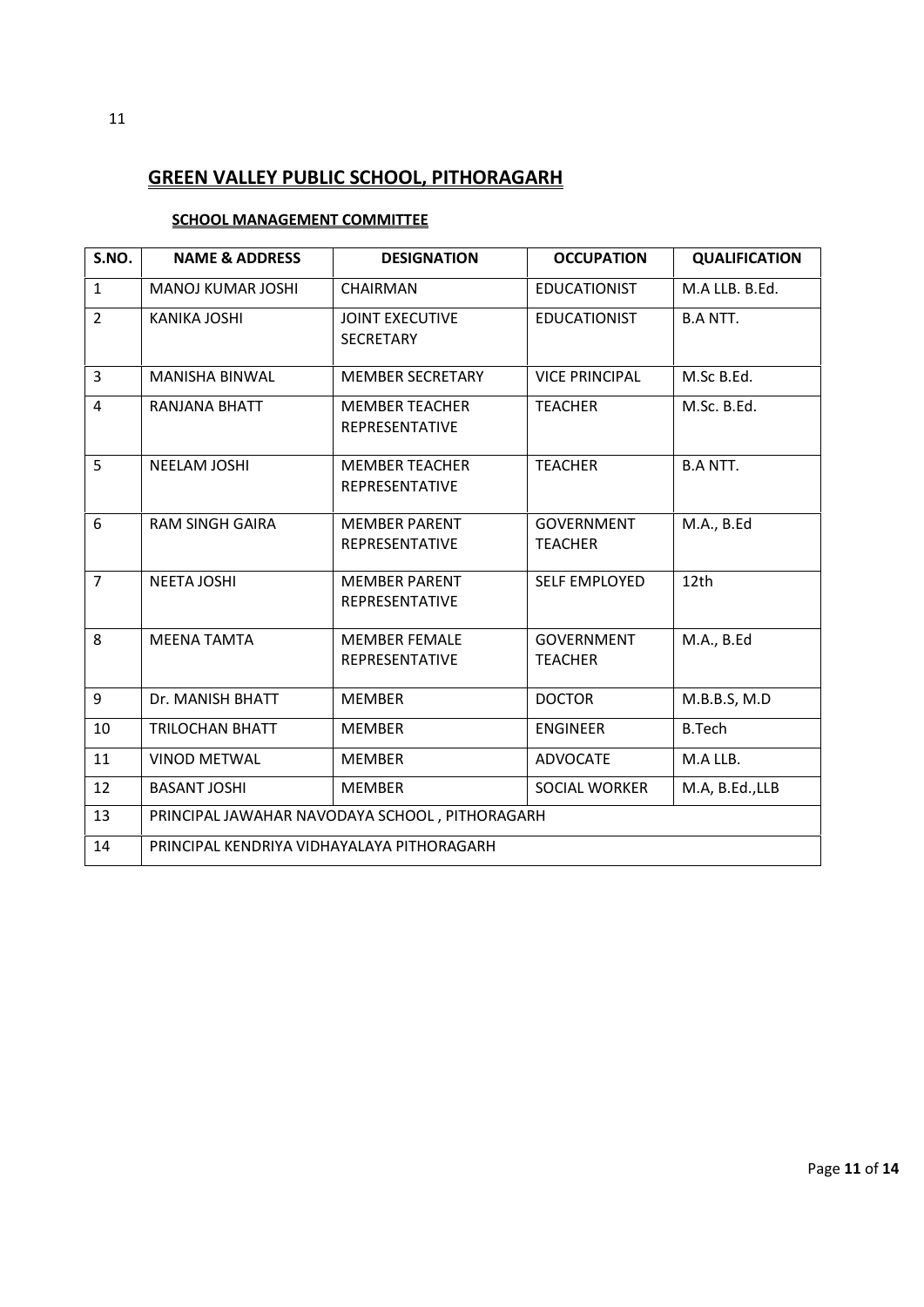# GREEN VALLEY PUBLIC SCHOOL, PITHORAGARH

## SCHOOL MANAGEMENT COMMITTEE

| S.NO. | NAME & ADDRESS | DESIGNATION | OCCUPATION | QUALIFICATION |
|---|---|---|---|---|
| 1 | MANOJ KUMAR JOSHI | CHAIRMAN | EDUCATIONIST | M.A LLB. B.Ed. |
| 2 | KANIKA JOSHI | JOINT EXECUTIVE SECRETARY | EDUCATIONIST | B.A NTT. |
| 3 | MANISHA BINWAL | MEMBER SECRETARY | VICE PRINCIPAL | M.Sc B.Ed. |
| 4 | RANJANA BHATT | MEMBER TEACHER REPRESENTATIVE | TEACHER | M.Sc. B.Ed. |
| 5 | NEELAM JOSHI | MEMBER TEACHER REPRESENTATIVE | TEACHER | B.A NTT. |
| 6 | RAM SINGH GAIRA | MEMBER PARENT REPRESENTATIVE | GOVERNMENT TEACHER | M.A., B.Ed |
| 7 | NEETA JOSHI | MEMBER PARENT REPRESENTATIVE | SELF EMPLOYED | 12th |
| 8 | MEENA TAMTA | MEMBER FEMALE REPRESENTATIVE | GOVERNMENT TEACHER | M.A., B.Ed |
| 9 | Dr. MANISH BHATT | MEMBER | DOCTOR | M.B.B.S, M.D |
| 10 | TRILOCHAN BHATT | MEMBER | ENGINEER | B.Tech |
| 11 | VINOD METWAL | MEMBER | ADVOCATE | M.A LLB. |
| 12 | BASANT JOSHI | MEMBER | SOCIAL WORKER | M.A, B.Ed.,LLB |
| 13 | PRINCIPAL JAWAHAR NAVODAYA SCHOOL , PITHORAGARH | | | |
| 14 | PRINCIPAL KENDRIYA VIDHAYALAYA PITHORAGARH | | | |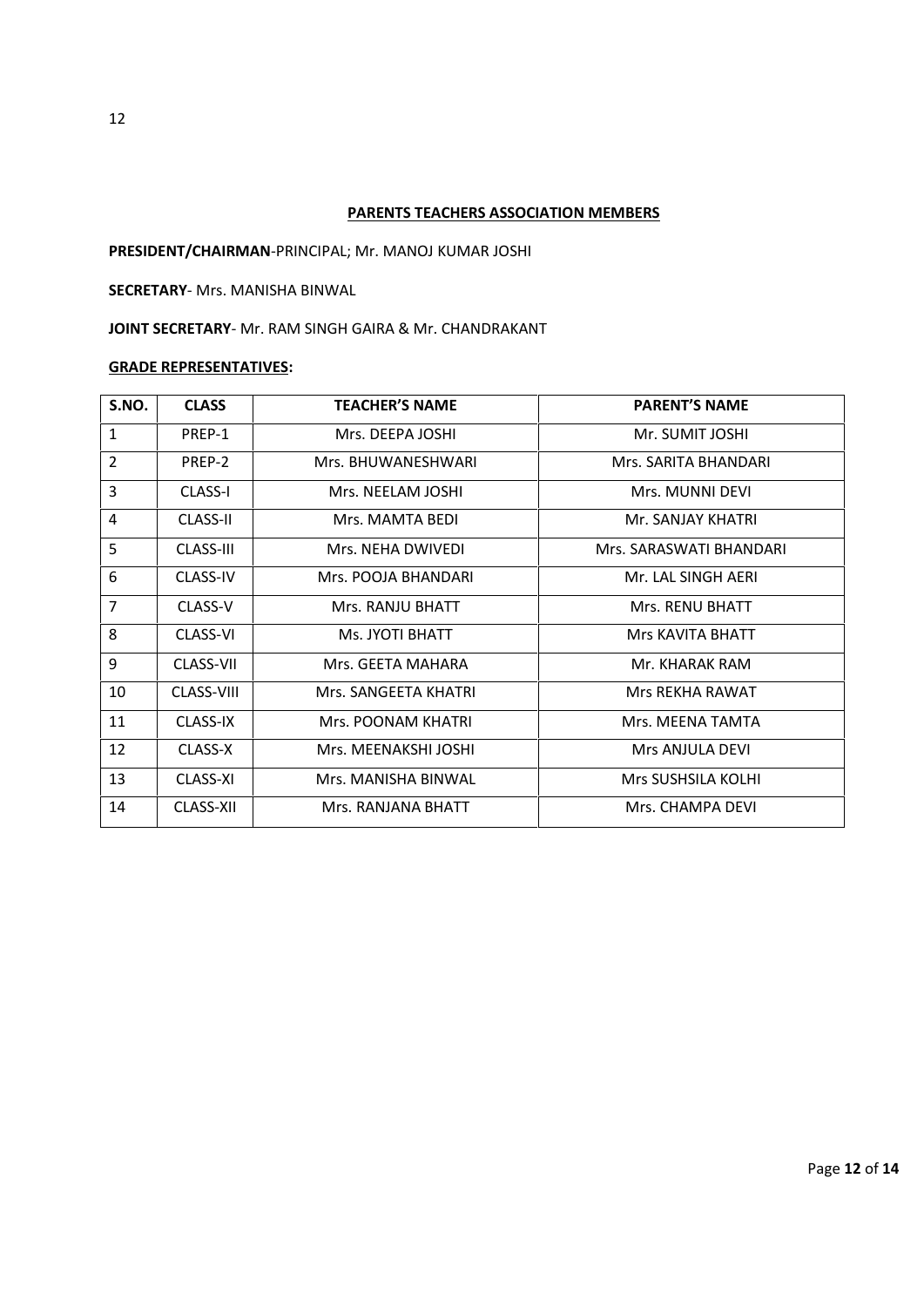## PARENTS TEACHERS ASSOCIATION MEMBERS

**PRESIDENT/CHAIRMAN**-PRINCIPAL; Mr. MANOJ KUMAR JOSHI

**SECRETARY**- Mrs. MANISHA BINWAL

**JOINT SECRETARY**- Mr. RAM SINGH GAIRA & Mr. CHANDRAKANT

**GRADE REPRESENTATIVES:**

| S.NO. | CLASS | TEACHER'S NAME | PARENT'S NAME |
|---|---|---|---|
| 1 | PREP-1 | Mrs. DEEPA JOSHI | Mr. SUMIT JOSHI |
| 2 | PREP-2 | Mrs. BHUWANESHWARI | Mrs. SARITA BHANDARI |
| 3 | CLASS-I | Mrs. NEELAM JOSHI | Mrs. MUNNI DEVI |
| 4 | CLASS-II | Mrs. MAMTA BEDI | Mr. SANJAY KHATRI |
| 5 | CLASS-III | Mrs. NEHA DWIVEDI | Mrs. SARASWATI BHANDARI |
| 6 | CLASS-IV | Mrs. POOJA BHANDARI | Mr. LAL SINGH AERI |
| 7 | CLASS-V | Mrs. RANJU BHATT | Mrs. RENU BHATT |
| 8 | CLASS-VI | Ms. JYOTI BHATT | Mrs KAVITA BHATT |
| 9 | CLASS-VII | Mrs. GEETA MAHARA | Mr. KHARAK RAM |
| 10 | CLASS-VIII | Mrs. SANGEETA KHATRI | Mrs REKHA RAWAT |
| 11 | CLASS-IX | Mrs. POONAM KHATRI | Mrs. MEENA TAMTA |
| 12 | CLASS-X | Mrs. MEENAKSHI JOSHI | Mrs ANJULA DEVI |
| 13 | CLASS-XI | Mrs. MANISHA BINWAL | Mrs SUSHSILA KOLHI |
| 14 | CLASS-XII | Mrs. RANJANA BHATT | Mrs. CHAMPA DEVI |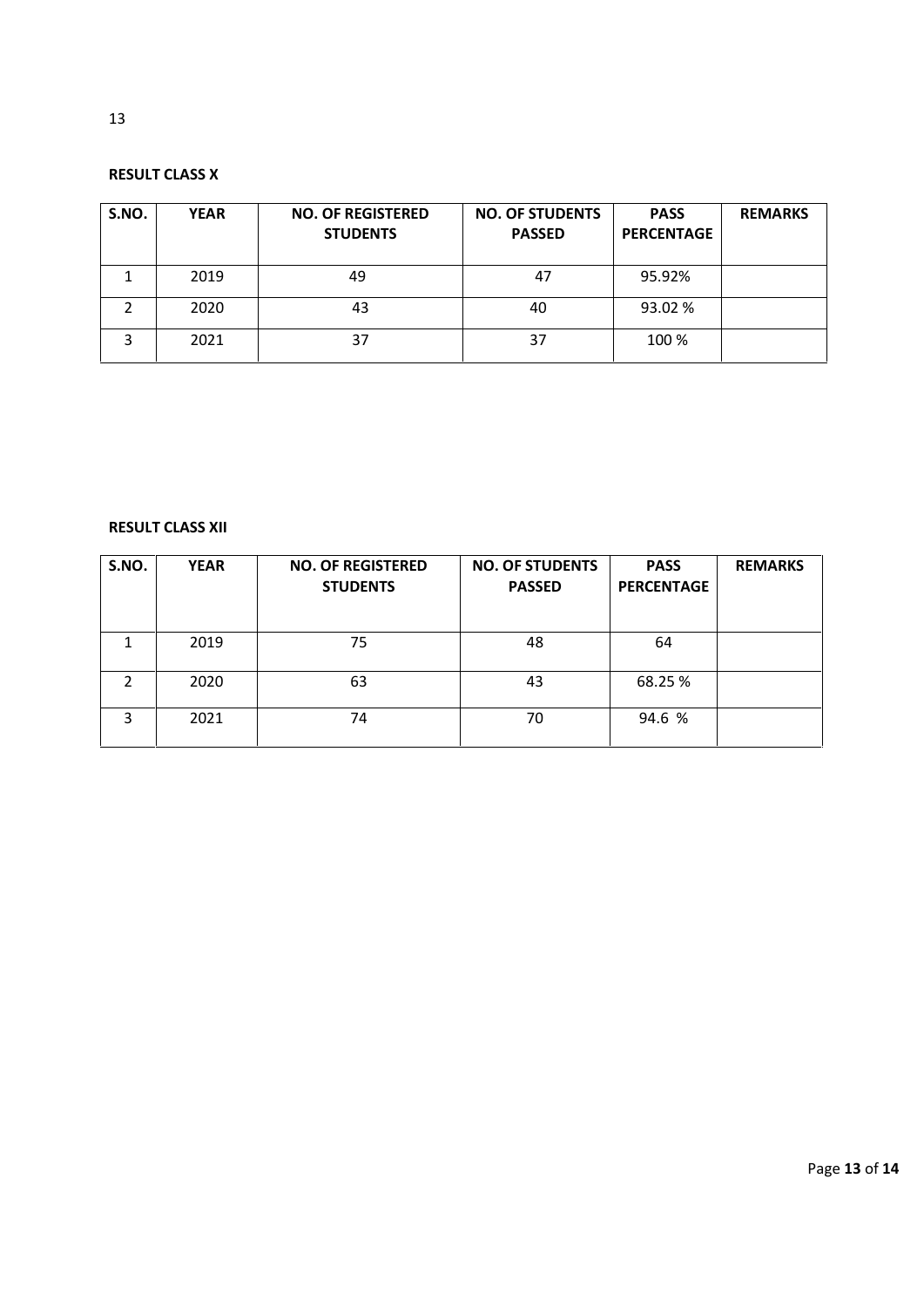**RESULT CLASS X**

| S.NO. | YEAR | NO. OF REGISTERED STUDENTS | NO. OF STUDENTS PASSED | PASS PERCENTAGE | REMARKS |
|---|---|---|---|---|---|
| 1 | 2019 | 49 | 47 | 95.92% | |
| 2 | 2020 | 43 | 40 | 93.02 % | |
| 3 | 2021 | 37 | 37 | 100 % | |

**RESULT CLASS XII**

| S.NO. | YEAR | NO. OF REGISTERED STUDENTS | NO. OF STUDENTS PASSED | PASS PERCENTAGE | REMARKS |
|---|---|---|---|---|---|
| 1 | 2019 | 75 | 48 | 64 | |
| 2 | 2020 | 63 | 43 | 68.25 % | |
| 3 | 2021 | 74 | 70 | 94.6 % | |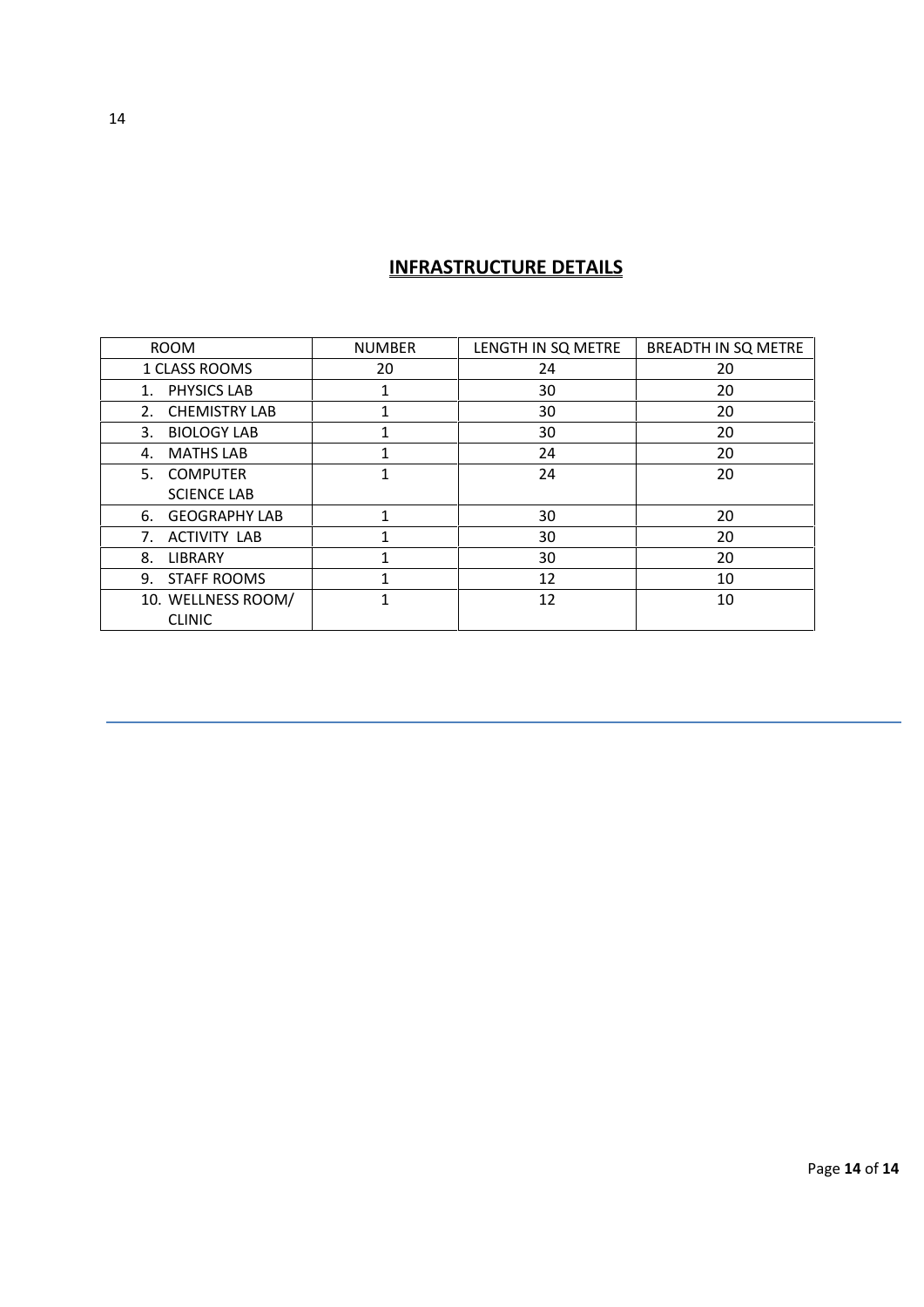## INFRASTRUCTURE DETAILS

| ROOM | NUMBER | LENGTH IN SQ METRE | BREADTH IN SQ METRE |
|---|---|---|---|
| 1 CLASS ROOMS | 20 | 24 | 20 |
| 1. PHYSICS LAB | 1 | 30 | 20 |
| 2. CHEMISTRY LAB | 1 | 30 | 20 |
| 3. BIOLOGY LAB | 1 | 30 | 20 |
| 4. MATHS LAB | 1 | 24 | 20 |
| 5. COMPUTER SCIENCE LAB | 1 | 24 | 20 |
| 6. GEOGRAPHY LAB | 1 | 30 | 20 |
| 7. ACTIVITY LAB | 1 | 30 | 20 |
| 8. LIBRARY | 1 | 30 | 20 |
| 9. STAFF ROOMS | 1 | 12 | 10 |
| 10. WELLNESS ROOM/ CLINIC | 1 | 12 | 10 |